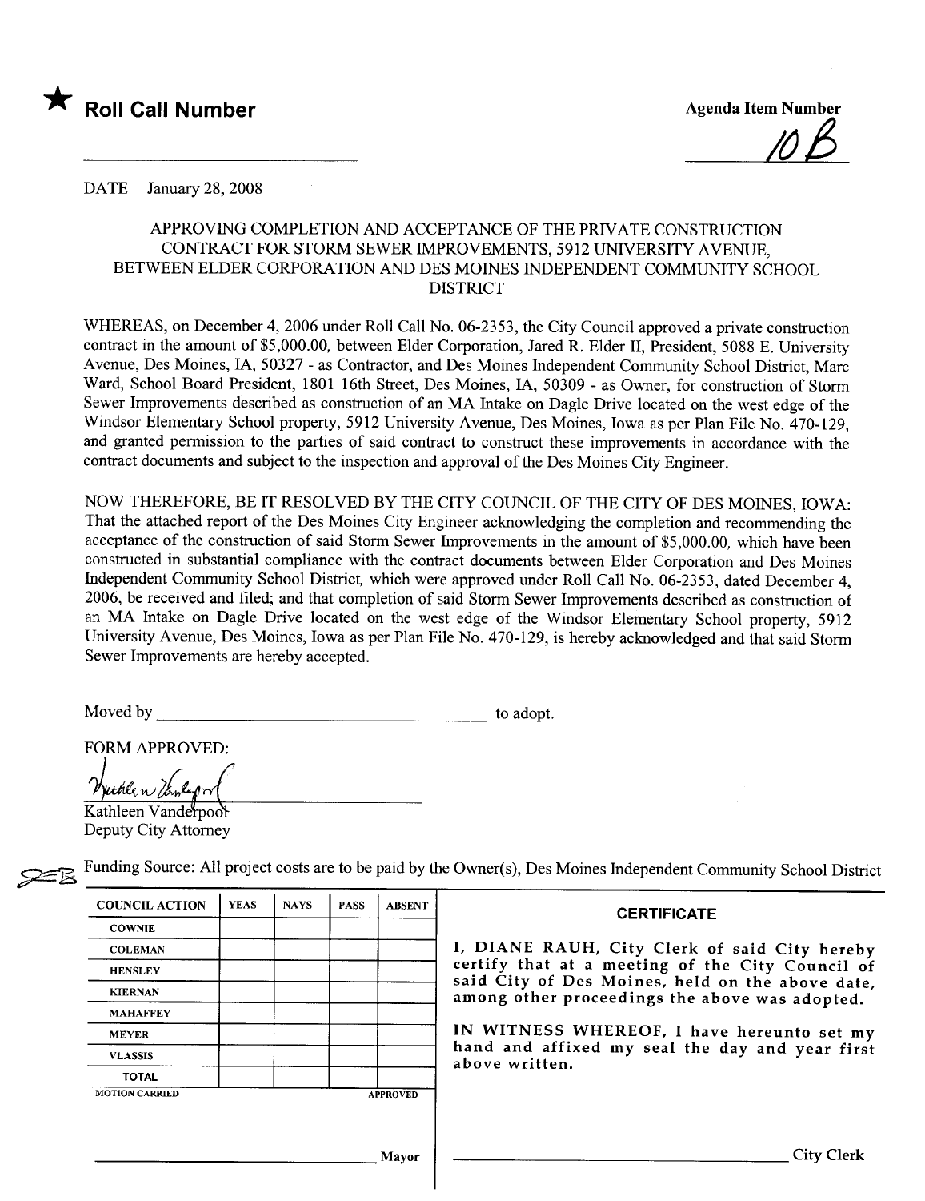★ **Roll Call Number**

**Agenda Item Number**

10B

DATE January 28, 2008

### APPROVING COMPLETION AND ACCEPTANCE OF THE PRIVATE CONSTRUCTION CONTRACT FOR STORM SEWER IMPROVEMENTS, 5912 UNIVERSITY AVENUE, BETWEEN ELDER CORPORATION AND DES MOINES INDEPENDENT COMMUNITY SCHOOL DISTRICT

WHEREAS, on December 4, 2006 under Roll Call No. 06-2353, the City Council approved a private construction contract in the amount of $5,000.00, between Elder Corporation, Jared R. Elder II, President, 5088 E. University Avenue, Des Moines, IA, 50327 - as Contractor, and Des Moines Independent Community School District, Marc Ward, School Board President, 1801 16th Street, Des Moines, IA, 50309 - as Owner, for construction of Storm Sewer Improvements described as construction of an MA Intake on Dagle Drive located on the west edge of the Windsor Elementary School property, 5912 University Avenue, Des Moines, Iowa as per Plan File No. 470-129, and granted permission to the parties of said contract to construct these improvements in accordance with the contract documents and subject to the inspection and approval of the Des Moines City Engineer.

NOW THEREFORE, BE IT RESOLVED BY THE CITY COUNCIL OF THE CITY OF DES MOINES, IOWA: That the attached report of the Des Moines City Engineer acknowledging the completion and recommending the acceptance of the construction of said Storm Sewer Improvements in the amount of $5,000.00, which have been constructed in substantial compliance with the contract documents between Elder Corporation and Des Moines Independent Community School District, which were approved under Roll Call No. 06-2353, dated December 4, 2006, be received and filed; and that completion of said Storm Sewer Improvements described as construction of an MA Intake on Dagle Drive located on the west edge of the Windsor Elementary School property, 5912 University Avenue, Des Moines, Iowa as per Plan File No. 470-129, is hereby acknowledged and that said Storm Sewer Improvements are hereby accepted.

Moved by ______________________________ to adopt.

FORM APPROVED:

Kathleen Vanderpool
Deputy City Attorney

Funding Source: All project costs are to be paid by the Owner(s), Des Moines Independent Community School District

| COUNCIL ACTION | YEAS | NAYS | PASS | ABSENT |
|---|---|---|---|---|
| COWNIE | | | | |
| COLEMAN | | | | |
| HENSLEY | | | | |
| KIERNAN | | | | |
| MAHAFFEY | | | | |
| MEYER | | | | |
| VLASSIS | | | | |
| TOTAL | | | | |

MOTION CARRIED APPROVED

______________________________ Mayor

**CERTIFICATE**

I, DIANE RAUH, City Clerk of said City hereby certify that at a meeting of the City Council of said City of Des Moines, held on the above date, among other proceedings the above was adopted.

IN WITNESS WHEREOF, I have hereunto set my hand and affixed my seal the day and year first above written.

______________________________ City Clerk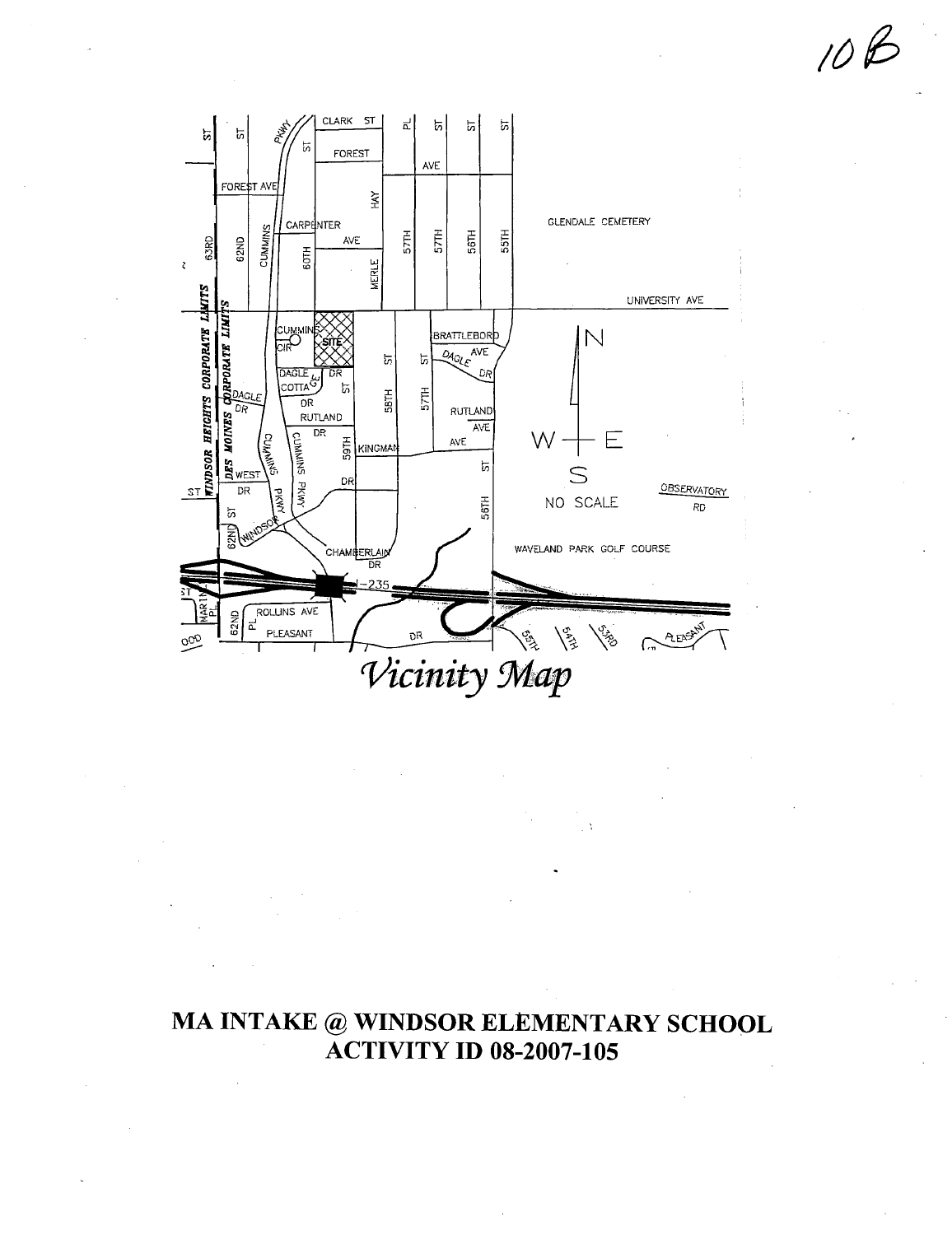10B

*Vicinity Map*

**MA INTAKE @ WINDSOR ELEMENTARY SCHOOL**
**ACTIVITY ID 08-2007-105**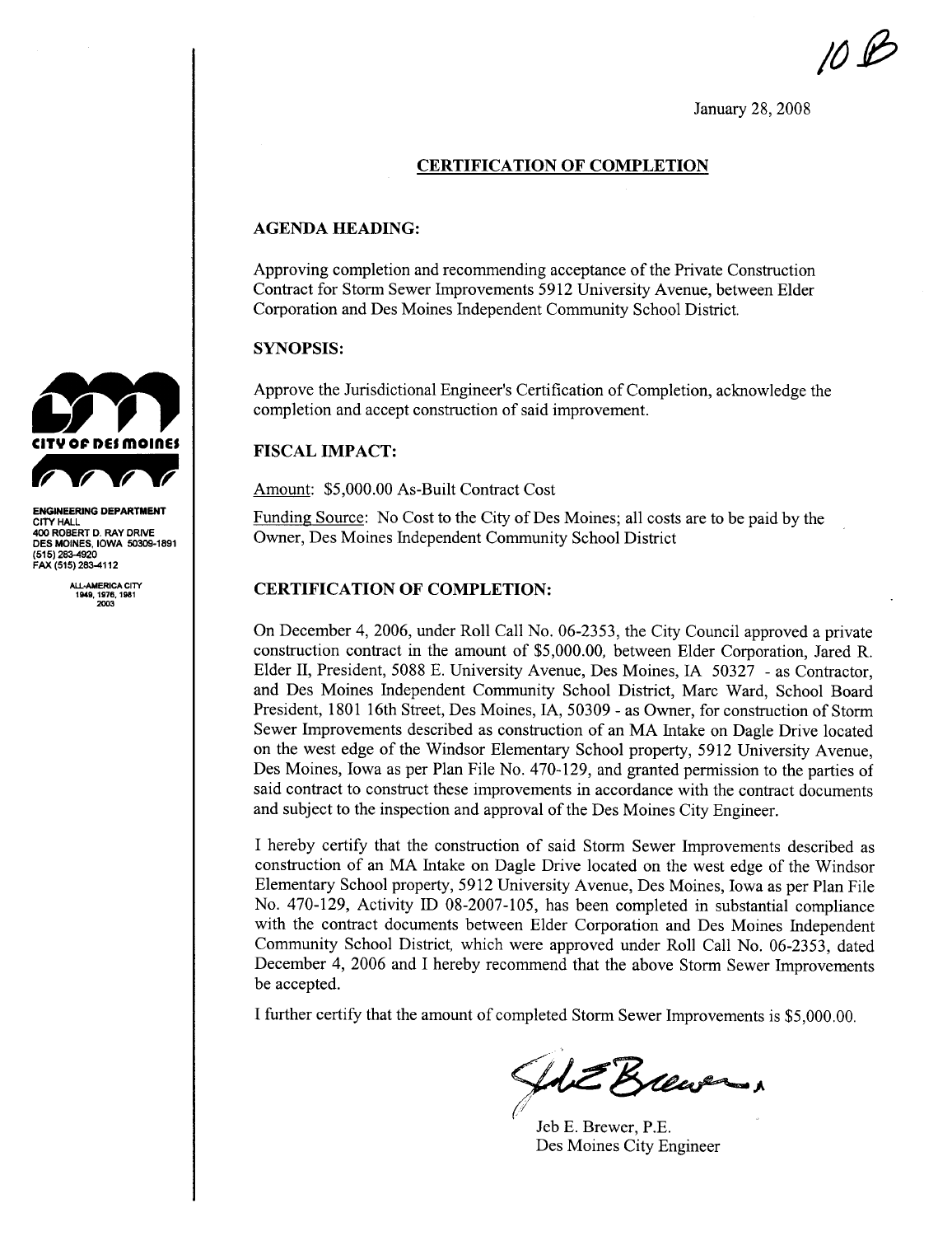10 B

January 28, 2008

CITY OF DES MOINES

ENGINEERING DEPARTMENT
CITY HALL
400 ROBERT D. RAY DRIVE
DES MOINES, IOWA 50309-1891
(515) 283-4920
FAX (515) 283-4112

ALL-AMERICA CITY
1949, 1976, 1981
2003

## CERTIFICATION OF COMPLETION

### AGENDA HEADING:

Approving completion and recommending acceptance of the Private Construction Contract for Storm Sewer Improvements 5912 University Avenue, between Elder Corporation and Des Moines Independent Community School District.

### SYNOPSIS:

Approve the Jurisdictional Engineer's Certification of Completion, acknowledge the completion and accept construction of said improvement.

### FISCAL IMPACT:

Amount: $5,000.00 As-Built Contract Cost

Funding Source: No Cost to the City of Des Moines; all costs are to be paid by the Owner, Des Moines Independent Community School District

### CERTIFICATION OF COMPLETION:

On December 4, 2006, under Roll Call No. 06-2353, the City Council approved a private construction contract in the amount of $5,000.00, between Elder Corporation, Jared R. Elder II, President, 5088 E. University Avenue, Des Moines, IA 50327 - as Contractor, and Des Moines Independent Community School District, Marc Ward, School Board President, 1801 16th Street, Des Moines, IA, 50309 - as Owner, for construction of Storm Sewer Improvements described as construction of an MA Intake on Dagle Drive located on the west edge of the Windsor Elementary School property, 5912 University Avenue, Des Moines, Iowa as per Plan File No. 470-129, and granted permission to the parties of said contract to construct these improvements in accordance with the contract documents and subject to the inspection and approval of the Des Moines City Engineer.

I hereby certify that the construction of said Storm Sewer Improvements described as construction of an MA Intake on Dagle Drive located on the west edge of the Windsor Elementary School property, 5912 University Avenue, Des Moines, Iowa as per Plan File No. 470-129, Activity ID 08-2007-105, has been completed in substantial compliance with the contract documents between Elder Corporation and Des Moines Independent Community School District, which were approved under Roll Call No. 06-2353, dated December 4, 2006 and I hereby recommend that the above Storm Sewer Improvements be accepted.

I further certify that the amount of completed Storm Sewer Improvements is $5,000.00.

Jeb E. Brewer, P.E.
Des Moines City Engineer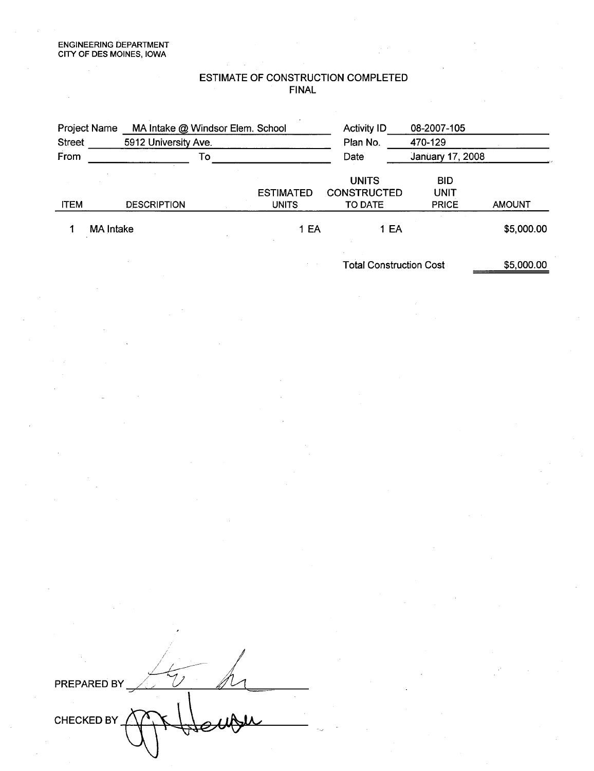ENGINEERING DEPARTMENT
CITY OF DES MOINES, IOWA

# ESTIMATE OF CONSTRUCTION COMPLETED
## FINAL

| | | | |
|---|---|---|---|
| Project Name | MA Intake @ Windsor Elem. School | Activity ID | 08-2007-105 |
| Street | 5912 University Ave. | Plan No. | 470-129 |
| From | To | Date | January 17, 2008 |

| ITEM | DESCRIPTION | ESTIMATED UNITS | UNITS CONSTRUCTED TO DATE | BID UNIT PRICE | AMOUNT |
|---|---|---|---|---|---|
| 1 | MA Intake | 1 EA | 1 EA | | $5,000.00 |
| | | | Total Construction Cost | | $5,000.00 |

PREPARED BY _______________

CHECKED BY _______________